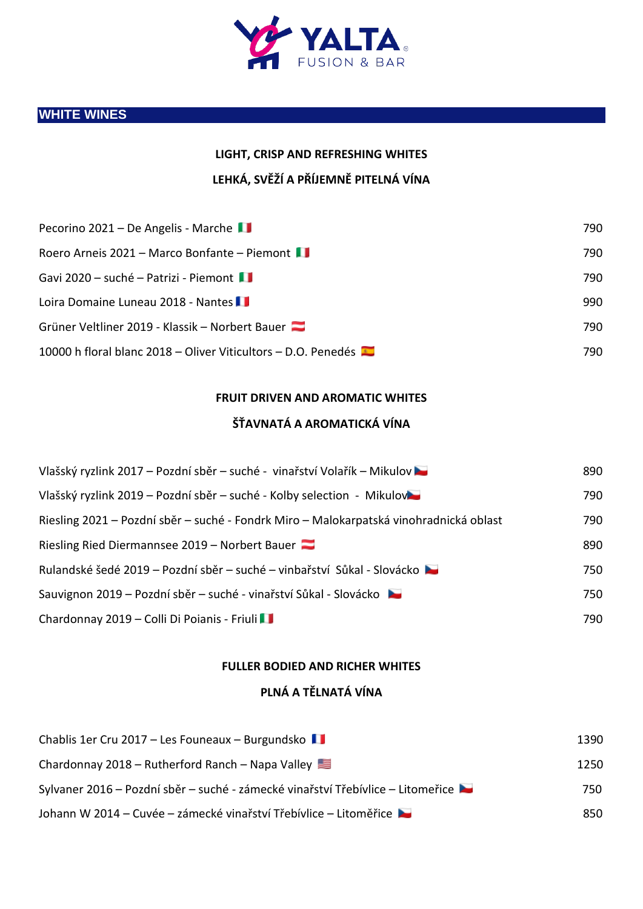YALTA FUSION & BAR

## WHITE WINES

### LIGHT, CRISP AND REFRESHING WHITES

### LEHKÁ, SVĚŽÍ A PŘÍJEMNĚ PITELNÁ VÍNA

| | |
|---|---|
| Pecorino 2021 – De Angelis - Marche 🇮🇹 | 790 |
| Roero Arneis 2021 – Marco Bonfante – Piemont 🇮🇹 | 790 |
| Gavi 2020 – suché – Patrizi - Piemont 🇮🇹 | 790 |
| Loira Domaine Luneau 2018 - Nantes 🇫🇷 | 990 |
| Grüner Veltliner 2019 - Klassik – Norbert Bauer 🇦🇹 | 790 |
| 10000 h floral blanc 2018 – Oliver Viticultors – D.O. Penedés 🇪🇸 | 790 |

### FRUIT DRIVEN AND AROMATIC WHITES

### ŠŤAVNATÁ A AROMATICKÁ VÍNA

| | |
|---|---|
| Vlašský ryzlink 2017 – Pozdní sběr – suché - vinařství Volařík – Mikulov 🇨🇿 | 890 |
| Vlašský ryzlink 2019 – Pozdní sběr – suché - Kolby selection - Mikulov 🇨🇿 | 790 |
| Riesling 2021 – Pozdní sběr – suché - Fondrk Miro – Malokarpatská vinohradnická oblast | 790 |
| Riesling Ried Diermannsee 2019 – Norbert Bauer 🇦🇹 | 890 |
| Rulandské šedé 2019 – Pozdní sběr – suché – vinbařství Sůkal - Slovácko 🇨🇿 | 750 |
| Sauvignon 2019 – Pozdní sběr – suché - vinařství Sůkal - Slovácko 🇨🇿 | 750 |
| Chardonnay 2019 – Colli Di Poianis - Friuli 🇮🇹 | 790 |

### FULLER BODIED AND RICHER WHITES

### PLNÁ A TĚLNATÁ VÍNA

| | |
|---|---|
| Chablis 1er Cru 2017 – Les Founeaux – Burgundsko 🇫🇷 | 1390 |
| Chardonnay 2018 – Rutherford Ranch – Napa Valley 🇺🇸 | 1250 |
| Sylvaner 2016 – Pozdní sběr – suché - zámecké vinařství Třebívlice – Litomeřice 🇨🇿 | 750 |
| Johann W 2014 – Cuvée – zámecké vinařství Třebívlice – Litoměřice 🇨🇿 | 850 |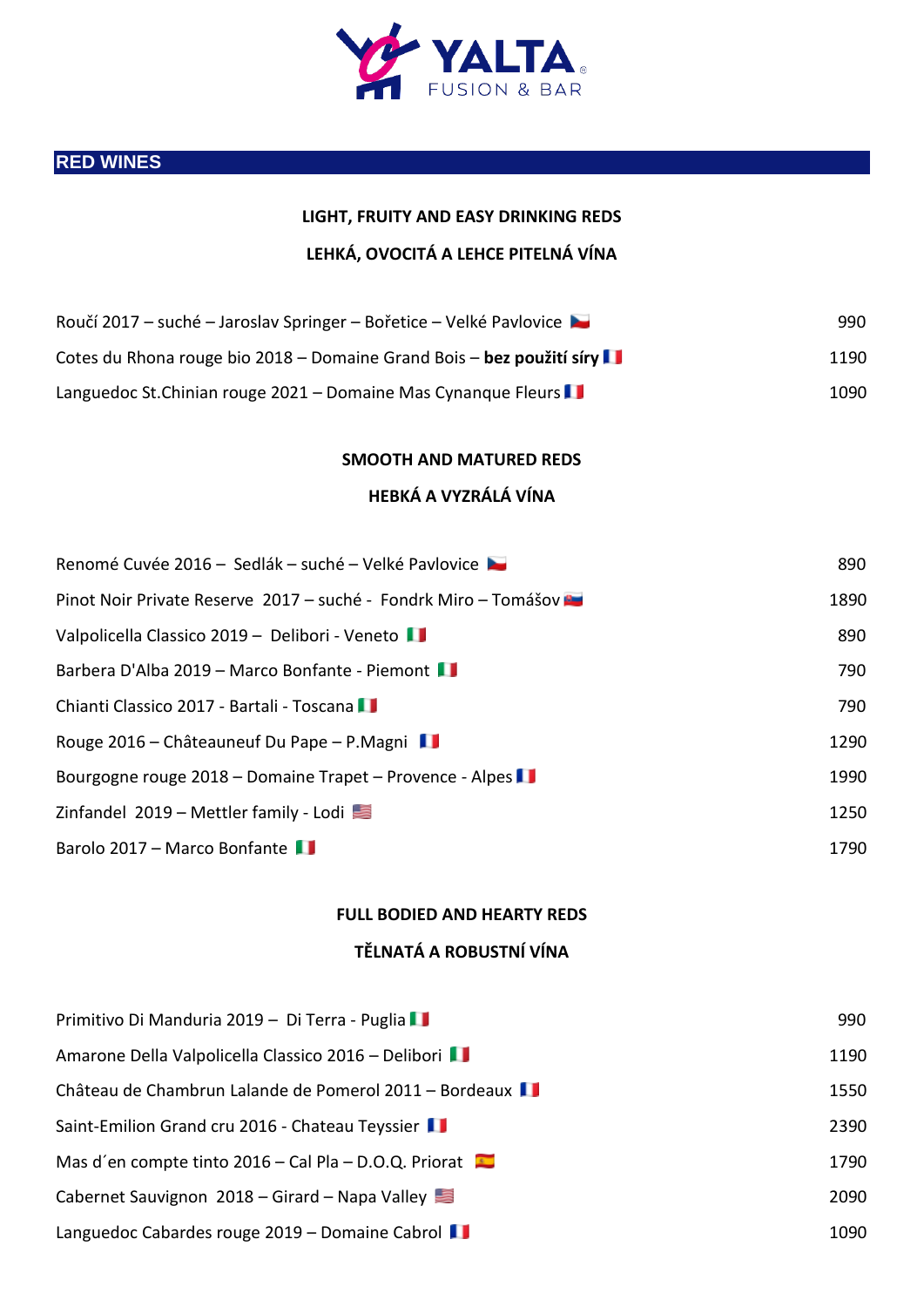# YALTA FUSION & BAR

## RED WINES

### LIGHT, FRUITY AND EASY DRINKING REDS

### LEHKÁ, OVOCITÁ A LEHCE PITELNÁ VÍNA

| | |
|---|---|
| Roučí 2017 – suché – Jaroslav Springer – Bořetice – Velké Pavlovice | 990 |
| Cotes du Rhona rouge bio 2018 – Domaine Grand Bois – **bez použití síry** | 1190 |
| Languedoc St.Chinian rouge 2021 – Domaine Mas Cynanque Fleurs | 1090 |

### SMOOTH AND MATURED REDS

### HEBKÁ A VYZRÁLÁ VÍNA

| | |
|---|---|
| Renomé Cuvée 2016 – Sedlák – suché – Velké Pavlovice | 890 |
| Pinot Noir Private Reserve 2017 – suché - Fondrk Miro – Tomášov | 1890 |
| Valpolicella Classico 2019 – Delibori - Veneto | 890 |
| Barbera D'Alba 2019 – Marco Bonfante - Piemont | 790 |
| Chianti Classico 2017 - Bartali - Toscana | 790 |
| Rouge 2016 – Châteauneuf Du Pape – P.Magni | 1290 |
| Bourgogne rouge 2018 – Domaine Trapet – Provence - Alpes | 1990 |
| Zinfandel 2019 – Mettler family - Lodi | 1250 |
| Barolo 2017 – Marco Bonfante | 1790 |

### FULL BODIED AND HEARTY REDS

### TĚLNATÁ A ROBUSTNÍ VÍNA

| | |
|---|---|
| Primitivo Di Manduria 2019 – Di Terra - Puglia | 990 |
| Amarone Della Valpolicella Classico 2016 – Delibori | 1190 |
| Château de Chambrun Lalande de Pomerol 2011 – Bordeaux | 1550 |
| Saint-Emilion Grand cru 2016 - Chateau Teyssier | 2390 |
| Mas d´en compte tinto 2016 – Cal Pla – D.O.Q. Priorat | 1790 |
| Cabernet Sauvignon 2018 – Girard – Napa Valley | 2090 |
| Languedoc Cabardes rouge 2019 – Domaine Cabrol | 1090 |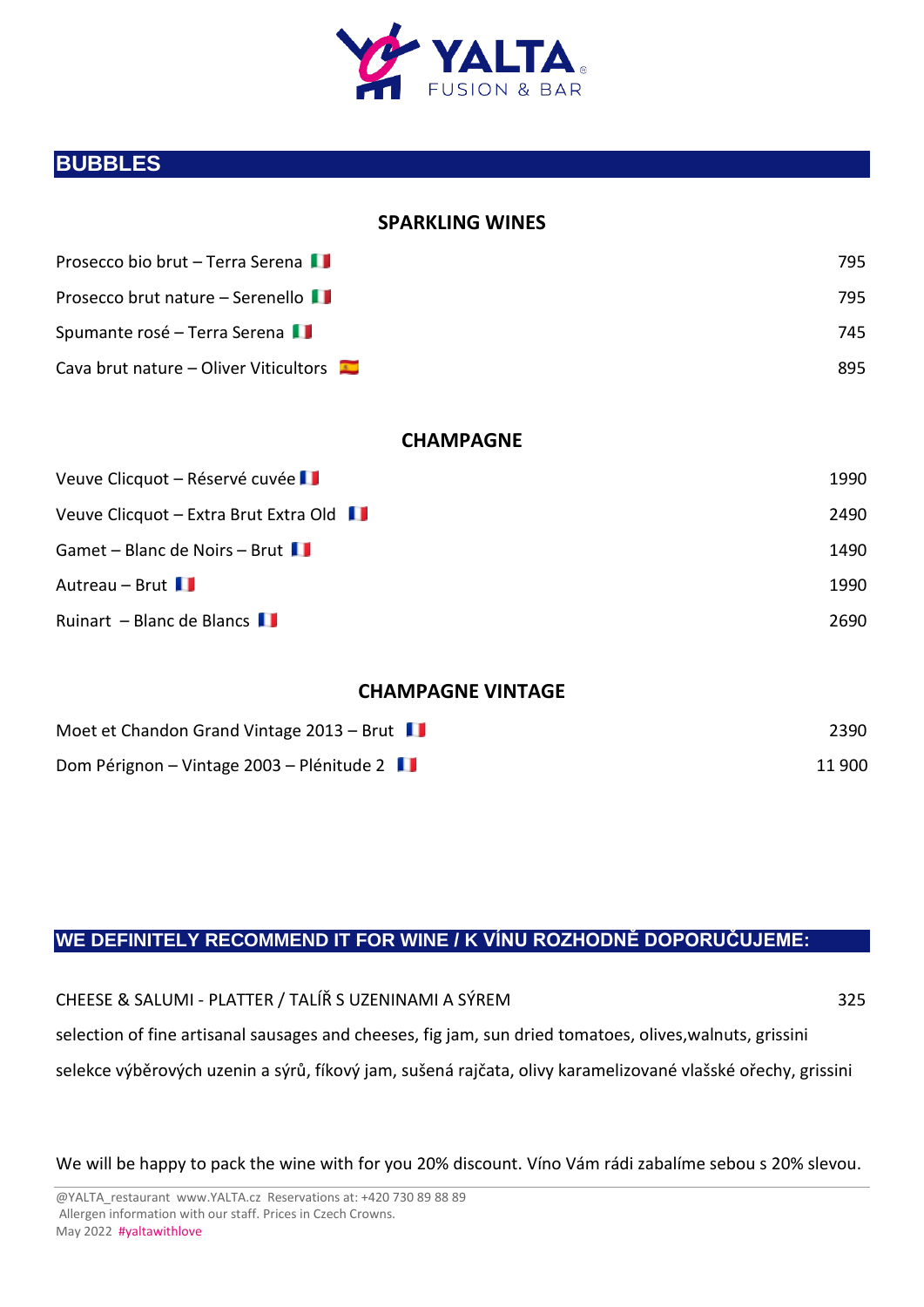# YALTA FUSION & BAR

## BUBBLES

### SPARKLING WINES

| | |
|---|---|
| Prosecco bio brut – Terra Serena | 795 |
| Prosecco brut nature – Serenello | 795 |
| Spumante rosé – Terra Serena | 745 |
| Cava brut nature – Oliver Viticultors | 895 |

### CHAMPAGNE

| | |
|---|---|
| Veuve Clicquot – Réservé cuvée | 1990 |
| Veuve Clicquot – Extra Brut Extra Old | 2490 |
| Gamet – Blanc de Noirs – Brut | 1490 |
| Autreau – Brut | 1990 |
| Ruinart – Blanc de Blancs | 2690 |

### CHAMPAGNE VINTAGE

| | |
|---|---|
| Moet et Chandon Grand Vintage 2013 – Brut | 2390 |
| Dom Pérignon – Vintage 2003 – Plénitude 2 | 11 900 |

## WE DEFINITELY RECOMMEND IT FOR WINE / K VÍNU ROZHODNĚ DOPORUČUJEME:

CHEESE & SALUMI - PLATTER / TALÍŘ S UZENINAMI A SÝREM 325

selection of fine artisanal sausages and cheeses, fig jam, sun dried tomatoes, olives,walnuts, grissini

selekce výběrových uzenin a sýrů, fíkový jam, sušená rajčata, olivy karamelizované vlašské ořechy, grissini

We will be happy to pack the wine with for you 20% discount. Víno Vám rádi zabalíme sebou s 20% slevou.

@YALTA_restaurant www.YALTA.cz Reservations at: +420 730 89 88 89
Allergen information with our staff. Prices in Czech Crowns.
May 2022 #yaltawithlove